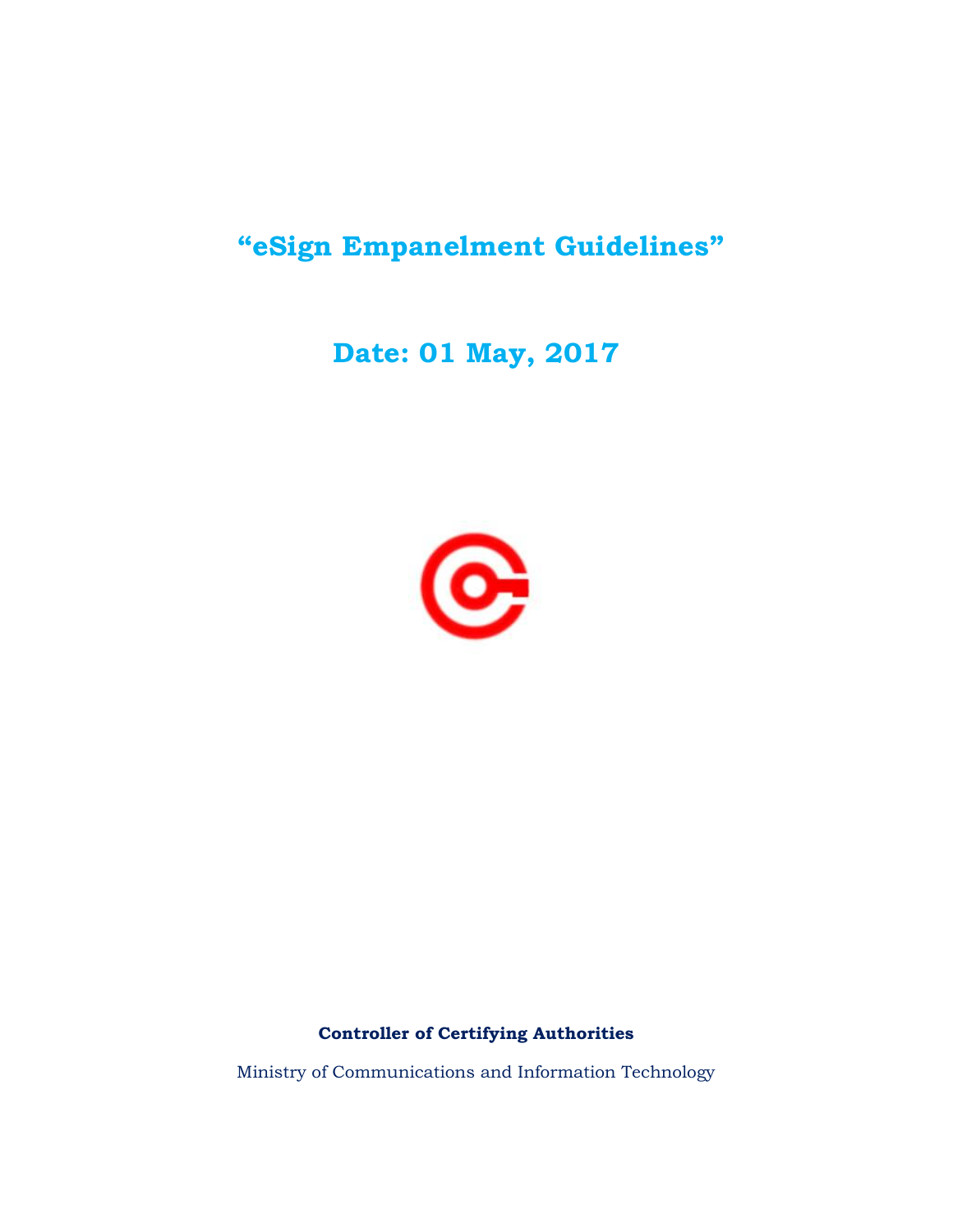# "eSign Empanelment Guidelines"

## Date: 01 May, 2017

**Controller of Certifying Authorities**

Ministry of Communications and Information Technology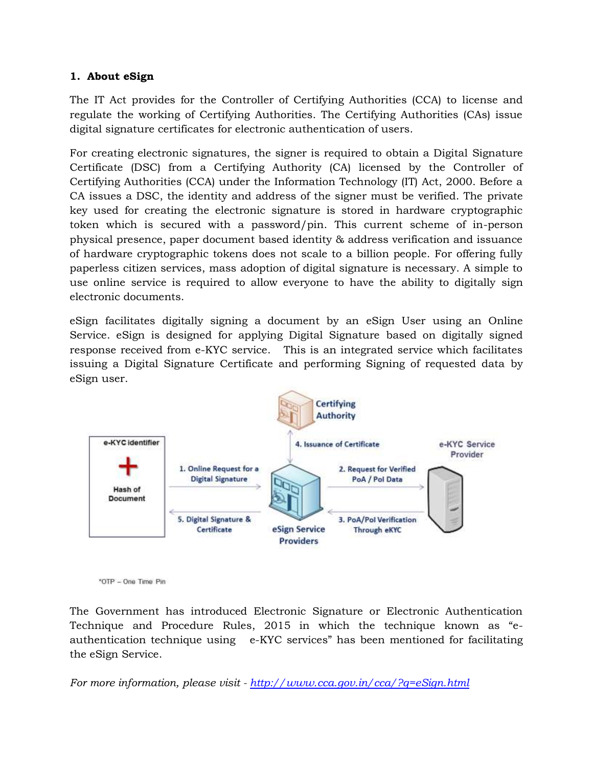## 1. About eSign

The IT Act provides for the Controller of Certifying Authorities (CCA) to license and regulate the working of Certifying Authorities. The Certifying Authorities (CAs) issue digital signature certificates for electronic authentication of users.

For creating electronic signatures, the signer is required to obtain a Digital Signature Certificate (DSC) from a Certifying Authority (CA) licensed by the Controller of Certifying Authorities (CCA) under the Information Technology (IT) Act, 2000. Before a CA issues a DSC, the identity and address of the signer must be verified. The private key used for creating the electronic signature is stored in hardware cryptographic token which is secured with a password/pin. This current scheme of in-person physical presence, paper document based identity & address verification and issuance of hardware cryptographic tokens does not scale to a billion people. For offering fully paperless citizen services, mass adoption of digital signature is necessary. A simple to use online service is required to allow everyone to have the ability to digitally sign electronic documents.

eSign facilitates digitally signing a document by an eSign User using an Online Service. eSign is designed for applying Digital Signature based on digitally signed response received from e-KYC service. This is an integrated service which facilitates issuing a Digital Signature Certificate and performing Signing of requested data by eSign user.

Certifying Authority

4. Issuance of Certificate

e-KYC identifier + Hash of Document

1. Online Request for a Digital Signature

2. Request for Verified PoA / PoI Data

e-KYC Service Provider

5. Digital Signature & Certificate

eSign Service Providers

3. PoA/PoI Verification Through eKYC

*OTP – One Time Pin

The Government has introduced Electronic Signature or Electronic Authentication Technique and Procedure Rules, 2015 in which the technique known as "e-authentication technique using e-KYC services" has been mentioned for facilitating the eSign Service.

*For more information, please visit - [http://www.cca.gov.in/cca/?q=eSign.html](http://www.cca.gov.in/cca/?q=eSign.html)*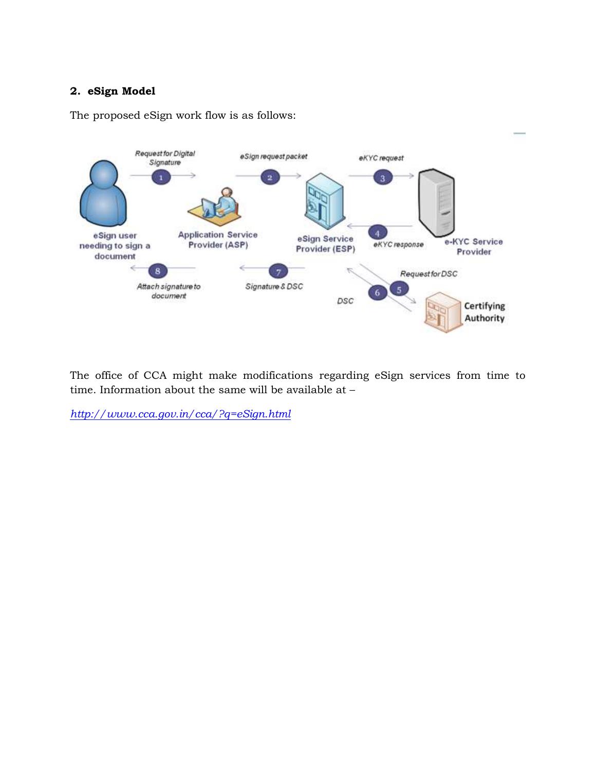## 2. eSign Model

The proposed eSign work flow is as follows:

The office of CCA might make modifications regarding eSign services from time to time. Information about the same will be available at –

*http://www.cca.gov.in/cca/?q=eSign.html*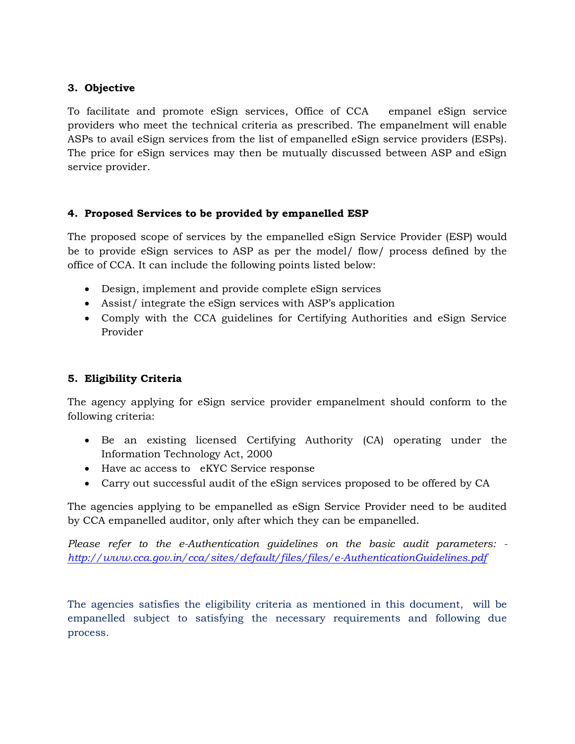## 3. Objective

To facilitate and promote eSign services, Office of CCA empanel eSign service providers who meet the technical criteria as prescribed. The empanelment will enable ASPs to avail eSign services from the list of empanelled eSign service providers (ESPs). The price for eSign services may then be mutually discussed between ASP and eSign service provider.

## 4. Proposed Services to be provided by empanelled ESP

The proposed scope of services by the empanelled eSign Service Provider (ESP) would be to provide eSign services to ASP as per the model/ flow/ process defined by the office of CCA. It can include the following points listed below:

- Design, implement and provide complete eSign services
- Assist/ integrate the eSign services with ASP's application
- Comply with the CCA guidelines for Certifying Authorities and eSign Service Provider

## 5. Eligibility Criteria

The agency applying for eSign service provider empanelment should conform to the following criteria:

- Be an existing licensed Certifying Authority (CA) operating under the Information Technology Act, 2000
- Have ac access to eKYC Service response
- Carry out successful audit of the eSign services proposed to be offered by CA

The agencies applying to be empanelled as eSign Service Provider need to be audited by CCA empanelled auditor, only after which they can be empanelled.

*Please refer to the e-Authentication guidelines on the basic audit parameters: - http://www.cca.gov.in/cca/sites/default/files/files/e-AuthenticationGuidelines.pdf*

The agencies satisfies the eligibility criteria as mentioned in this document, will be empanelled subject to satisfying the necessary requirements and following due process.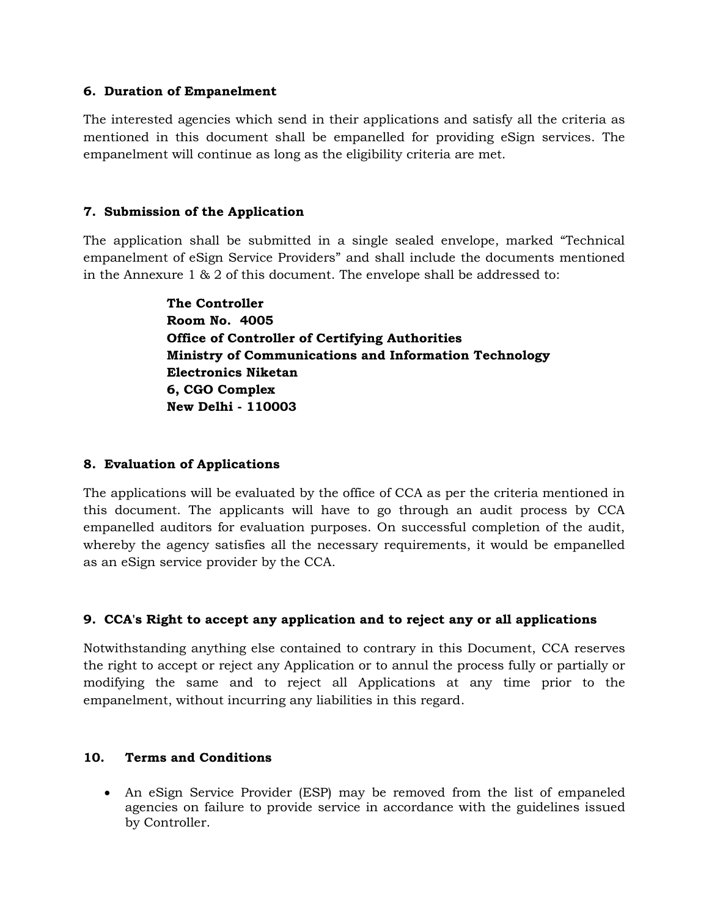## 6. Duration of Empanelment

The interested agencies which send in their applications and satisfy all the criteria as mentioned in this document shall be empanelled for providing eSign services. The empanelment will continue as long as the eligibility criteria are met.

## 7. Submission of the Application

The application shall be submitted in a single sealed envelope, marked "Technical empanelment of eSign Service Providers" and shall include the documents mentioned in the Annexure 1 & 2 of this document. The envelope shall be addressed to:

**The Controller**
**Room No. 4005**
**Office of Controller of Certifying Authorities**
**Ministry of Communications and Information Technology**
**Electronics Niketan**
**6, CGO Complex**
**New Delhi - 110003**

## 8. Evaluation of Applications

The applications will be evaluated by the office of CCA as per the criteria mentioned in this document. The applicants will have to go through an audit process by CCA empanelled auditors for evaluation purposes. On successful completion of the audit, whereby the agency satisfies all the necessary requirements, it would be empanelled as an eSign service provider by the CCA.

## 9. CCA's Right to accept any application and to reject any or all applications

Notwithstanding anything else contained to contrary in this Document, CCA reserves the right to accept or reject any Application or to annul the process fully or partially or modifying the same and to reject all Applications at any time prior to the empanelment, without incurring any liabilities in this regard.

## 10. Terms and Conditions

- An eSign Service Provider (ESP) may be removed from the list of empaneled agencies on failure to provide service in accordance with the guidelines issued by Controller.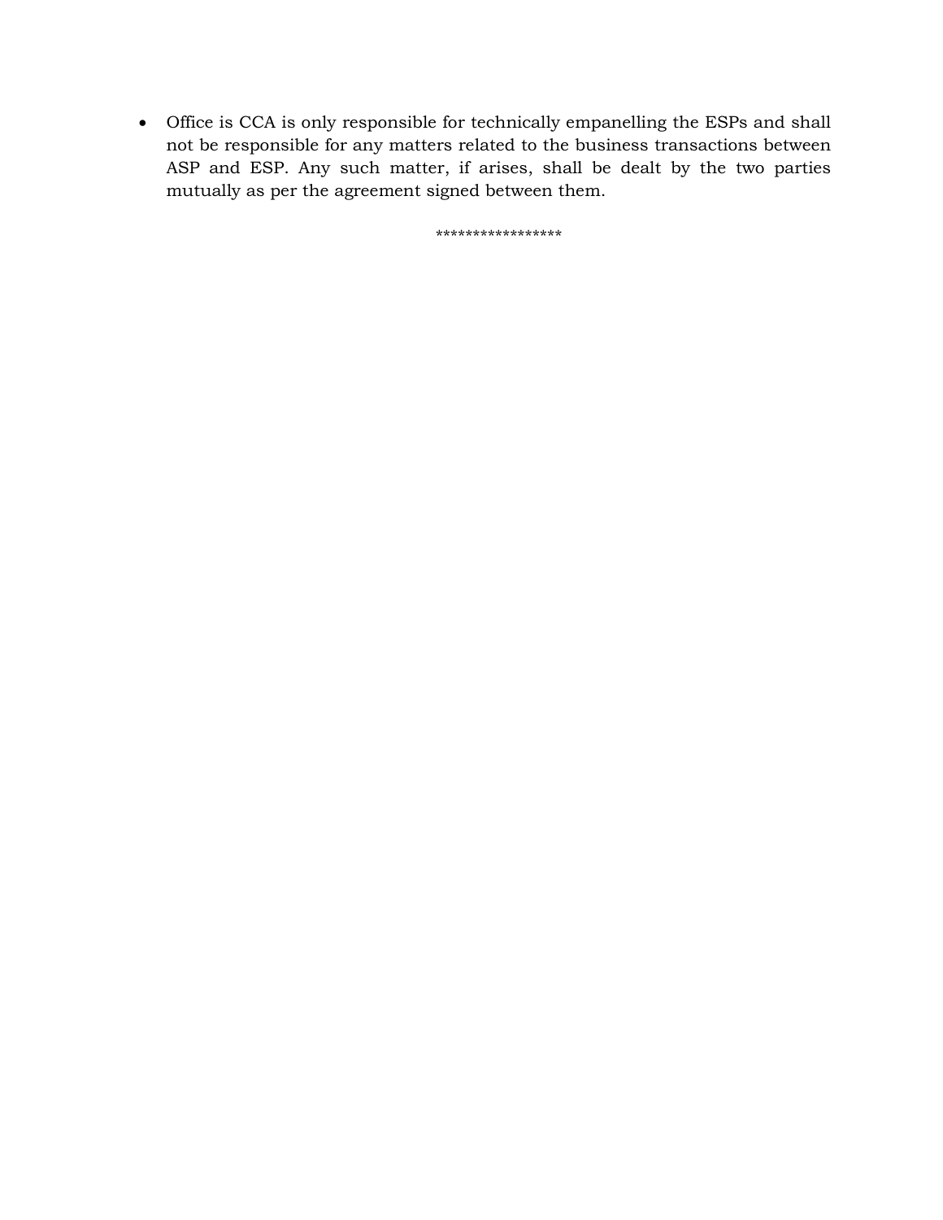- Office is CCA is only responsible for technically empanelling the ESPs and shall not be responsible for any matters related to the business transactions between ASP and ESP. Any such matter, if arises, shall be dealt by the two parties mutually as per the agreement signed between them.

*****************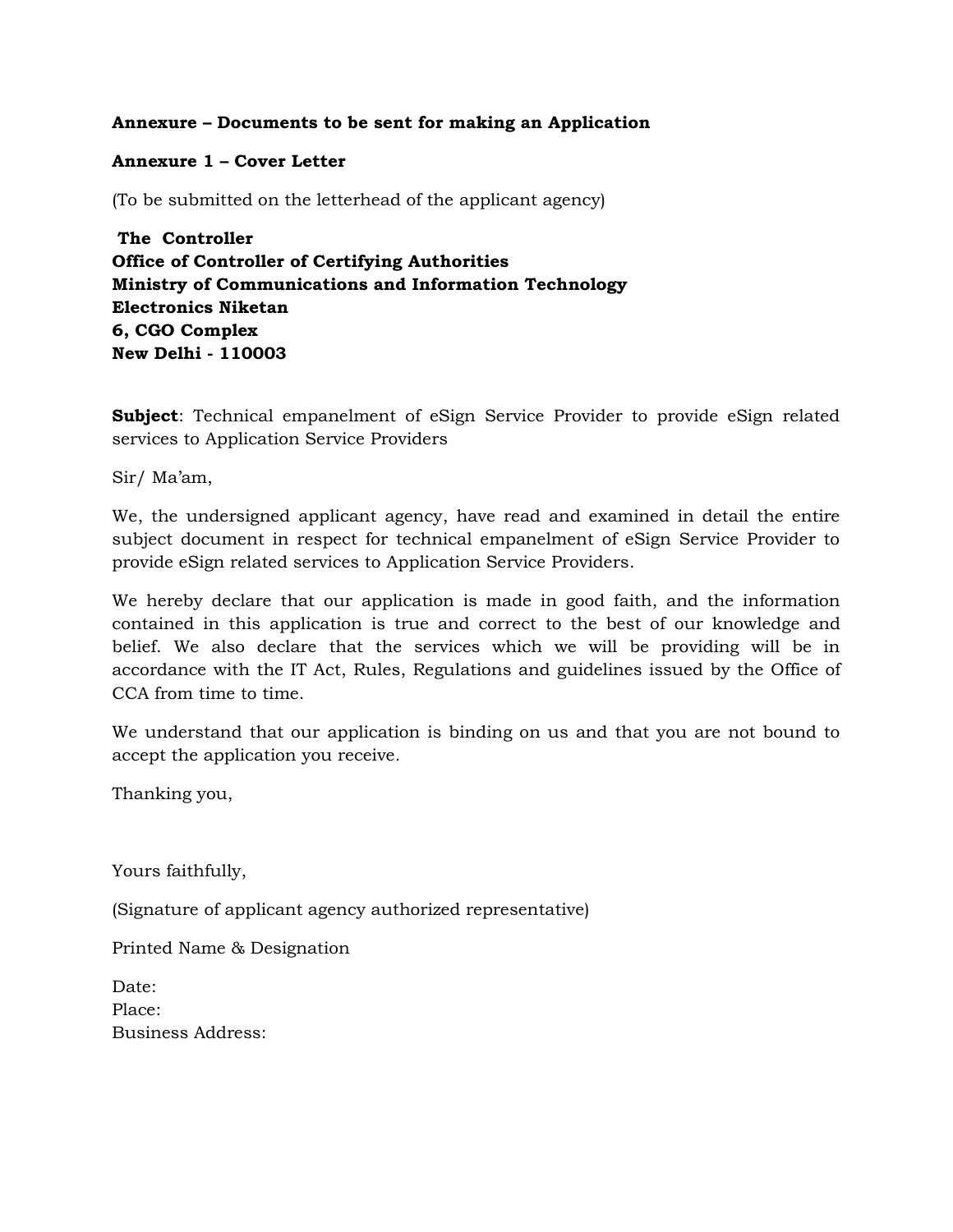**Annexure – Documents to be sent for making an Application**

**Annexure 1 – Cover Letter**

(To be submitted on the letterhead of the applicant agency)

**The Controller**
**Office of Controller of Certifying Authorities**
**Ministry of Communications and Information Technology**
**Electronics Niketan**
**6, CGO Complex**
**New Delhi - 110003**

**Subject**: Technical empanelment of eSign Service Provider to provide eSign related services to Application Service Providers

Sir/ Ma'am,

We, the undersigned applicant agency, have read and examined in detail the entire subject document in respect for technical empanelment of eSign Service Provider to provide eSign related services to Application Service Providers.

We hereby declare that our application is made in good faith, and the information contained in this application is true and correct to the best of our knowledge and belief. We also declare that the services which we will be providing will be in accordance with the IT Act, Rules, Regulations and guidelines issued by the Office of CCA from time to time.

We understand that our application is binding on us and that you are not bound to accept the application you receive.

Thanking you,

Yours faithfully,

(Signature of applicant agency authorized representative)

Printed Name & Designation

Date:
Place:
Business Address: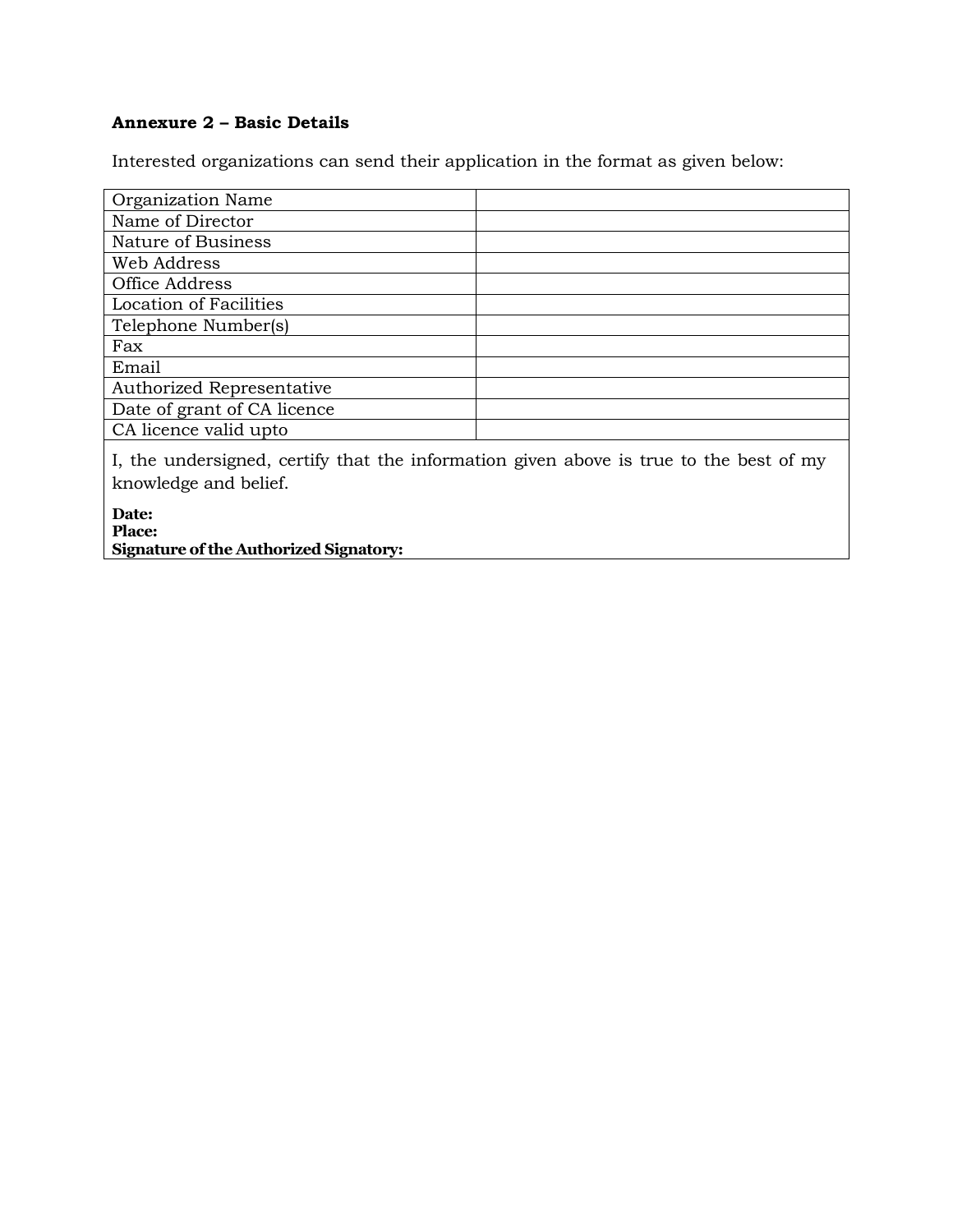**Annexure 2 – Basic Details**

Interested organizations can send their application in the format as given below:

| | |
|---|---|
| Organization Name | |
| Name of Director | |
| Nature of Business | |
| Web Address | |
| Office Address | |
| Location of Facilities | |
| Telephone Number(s) | |
| Fax | |
| Email | |
| Authorized Representative | |
| Date of grant of CA licence | |
| CA licence valid upto | |

I, the undersigned, certify that the information given above is true to the best of my knowledge and belief.

**Date:**
**Place:**
**Signature of the Authorized Signatory:**